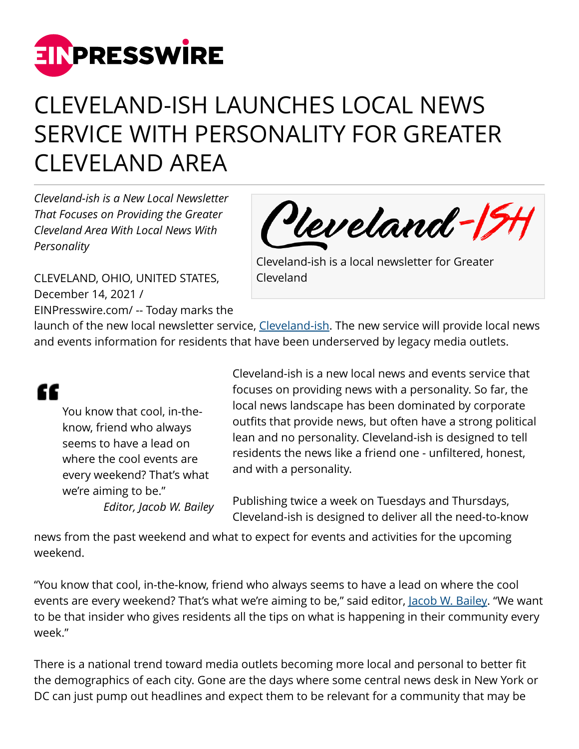# CLEVELAND-ISH LAUNCHES LOCAL NEWS SERVICE WITH PERSONALITY FOR GREATER CLEVELAND AREA

*Cleveland-ish is a New Local Newsletter That Focuses on Providing the Greater Cleveland Area With Local News With Personality*

Cleveland-ish is a local newsletter for Greater Cleveland

CLEVELAND, OHIO, UNITED STATES, December 14, 2021 / EINPresswire.com/ -- Today marks the launch of the new local newsletter service, Cleveland-ish. The new service will provide local news and events information for residents that have been underserved by legacy media outlets.

> "You know that cool, in-the-know, friend who always seems to have a lead on where the cool events are every weekend? That's what we're aiming to be."
>
> *Editor, Jacob W. Bailey*

Cleveland-ish is a new local news and events service that focuses on providing news with a personality. So far, the local news landscape has been dominated by corporate outfits that provide news, but often have a strong political lean and no personality. Cleveland-ish is designed to tell residents the news like a friend one - unfiltered, honest, and with a personality.

Publishing twice a week on Tuesdays and Thursdays, Cleveland-ish is designed to deliver all the need-to-know news from the past weekend and what to expect for events and activities for the upcoming weekend.

"You know that cool, in-the-know, friend who always seems to have a lead on where the cool events are every weekend? That's what we're aiming to be," said editor, Jacob W. Bailey. "We want to be that insider who gives residents all the tips on what is happening in their community every week."

There is a national trend toward media outlets becoming more local and personal to better fit the demographics of each city. Gone are the days where some central news desk in New York or DC can just pump out headlines and expect them to be relevant for a community that may be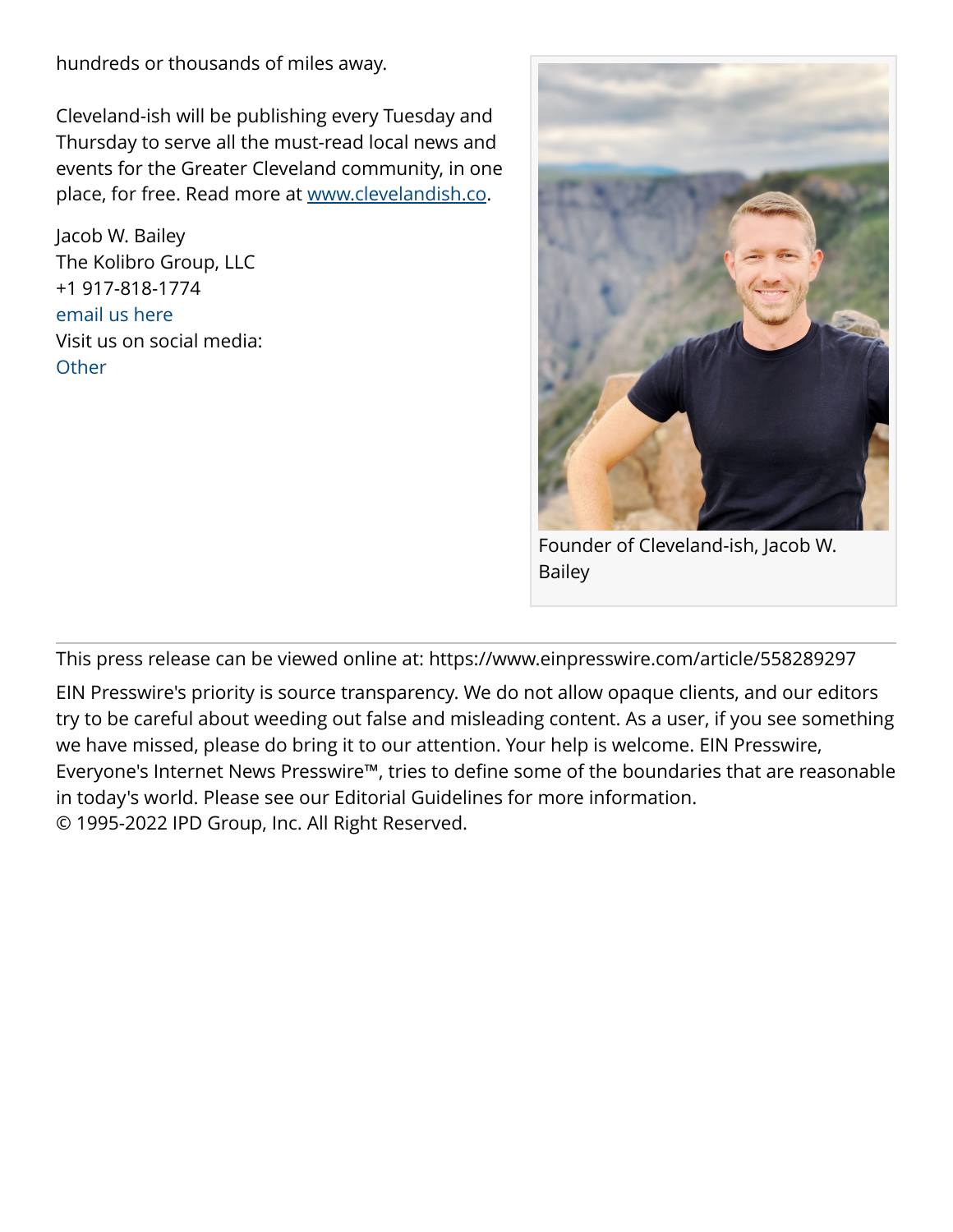hundreds or thousands of miles away.

Cleveland-ish will be publishing every Tuesday and Thursday to serve all the must-read local news and events for the Greater Cleveland community, in one place, for free. Read more at www.clevelandish.co.

Jacob W. Bailey
The Kolibro Group, LLC
+1 917-818-1774
email us here
Visit us on social media:
Other

Founder of Cleveland-ish, Jacob W. Bailey

This press release can be viewed online at: https://www.einpresswire.com/article/558289297

EIN Presswire's priority is source transparency. We do not allow opaque clients, and our editors try to be careful about weeding out false and misleading content. As a user, if you see something we have missed, please do bring it to our attention. Your help is welcome. EIN Presswire, Everyone's Internet News Presswire™, tries to define some of the boundaries that are reasonable in today's world. Please see our Editorial Guidelines for more information.
© 1995-2022 IPD Group, Inc. All Right Reserved.